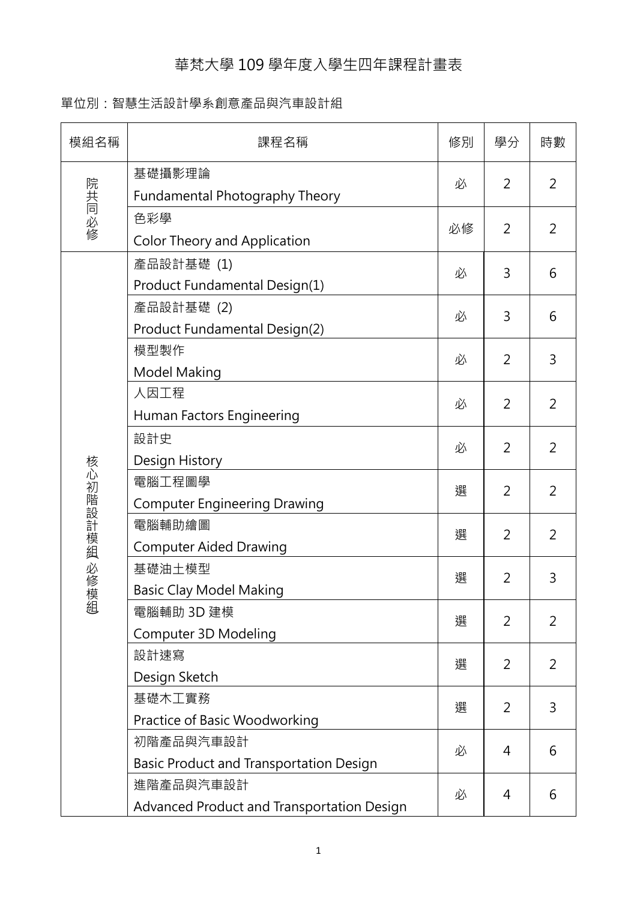# 華梵大學 109 學年度入學生四年課程計畫表

單位別：智慧生活設計學系創意產品與汽車設計組

| 模組名稱 | 課程名稱 | 修別 | 學分 | 時數 |
|---|---|---|---|---|
| 院共同必修 | 基礎攝影理論<br>Fundamental Photography Theory | 必 | 2 | 2 |
| | 色彩學<br>Color Theory and Application | 必修 | 2 | 2 |
| 核心初階設計模組(必修模組) | 產品設計基礎 (1)<br>Product Fundamental Design(1) | 必 | 3 | 6 |
| | 產品設計基礎 (2)<br>Product Fundamental Design(2) | 必 | 3 | 6 |
| | 模型製作<br>Model Making | 必 | 2 | 3 |
| | 人因工程<br>Human Factors Engineering | 必 | 2 | 2 |
| | 設計史<br>Design History | 必 | 2 | 2 |
| | 電腦工程圖學<br>Computer Engineering Drawing | 選 | 2 | 2 |
| | 電腦輔助繪圖<br>Computer Aided Drawing | 選 | 2 | 2 |
| | 基礎油土模型<br>Basic Clay Model Making | 選 | 2 | 3 |
| | 電腦輔助 3D 建模<br>Computer 3D Modeling | 選 | 2 | 2 |
| | 設計速寫<br>Design Sketch | 選 | 2 | 2 |
| | 基礎木工實務<br>Practice of Basic Woodworking | 選 | 2 | 3 |
| | 初階產品與汽車設計<br>Basic Product and Transportation Design | 必 | 4 | 6 |
| | 進階產品與汽車設計<br>Advanced Product and Transportation Design | 必 | 4 | 6 |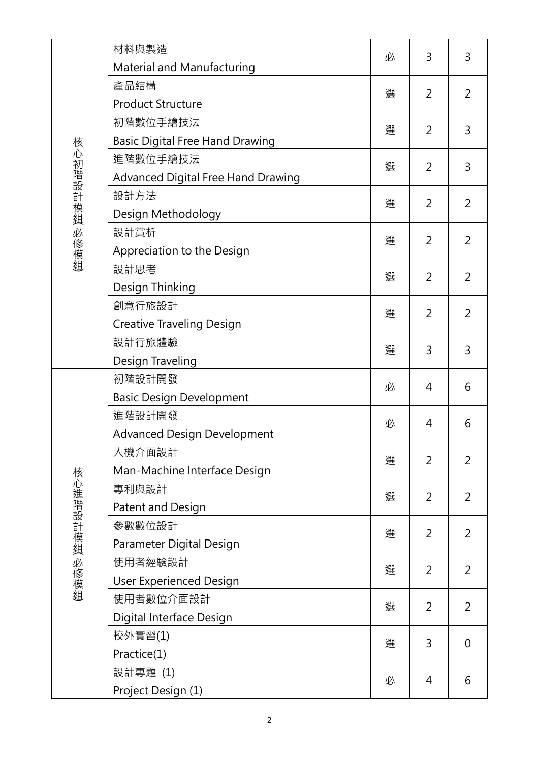| | | | | |
|---|---|---|---|---|
| 核心初階設計模組(必修模組) | 材料與製造<br>Material and Manufacturing | 必 | 3 | 3 |
| | 產品結構<br>Product Structure | 選 | 2 | 2 |
| | 初階數位手繪技法<br>Basic Digital Free Hand Drawing | 選 | 2 | 3 |
| | 進階數位手繪技法<br>Advanced Digital Free Hand Drawing | 選 | 2 | 3 |
| | 設計方法<br>Design Methodology | 選 | 2 | 2 |
| | 設計賞析<br>Appreciation to the Design | 選 | 2 | 2 |
| | 設計思考<br>Design Thinking | 選 | 2 | 2 |
| | 創意行旅設計<br>Creative Traveling Design | 選 | 2 | 2 |
| | 設計行旅體驗<br>Design Traveling | 選 | 3 | 3 |
| 核心進階設計模組(必修模組) | 初階設計開發<br>Basic Design Development | 必 | 4 | 6 |
| | 進階設計開發<br>Advanced Design Development | 必 | 4 | 6 |
| | 人機介面設計<br>Man-Machine Interface Design | 選 | 2 | 2 |
| | 專利與設計<br>Patent and Design | 選 | 2 | 2 |
| | 參數數位設計<br>Parameter Digital Design | 選 | 2 | 2 |
| | 使用者經驗設計<br>User Experienced Design | 選 | 2 | 2 |
| | 使用者數位介面設計<br>Digital Interface Design | 選 | 2 | 2 |
| | 校外實習(1)<br>Practice(1) | 選 | 3 | 0 |
| | 設計專題 (1)<br>Project Design (1) | 必 | 4 | 6 |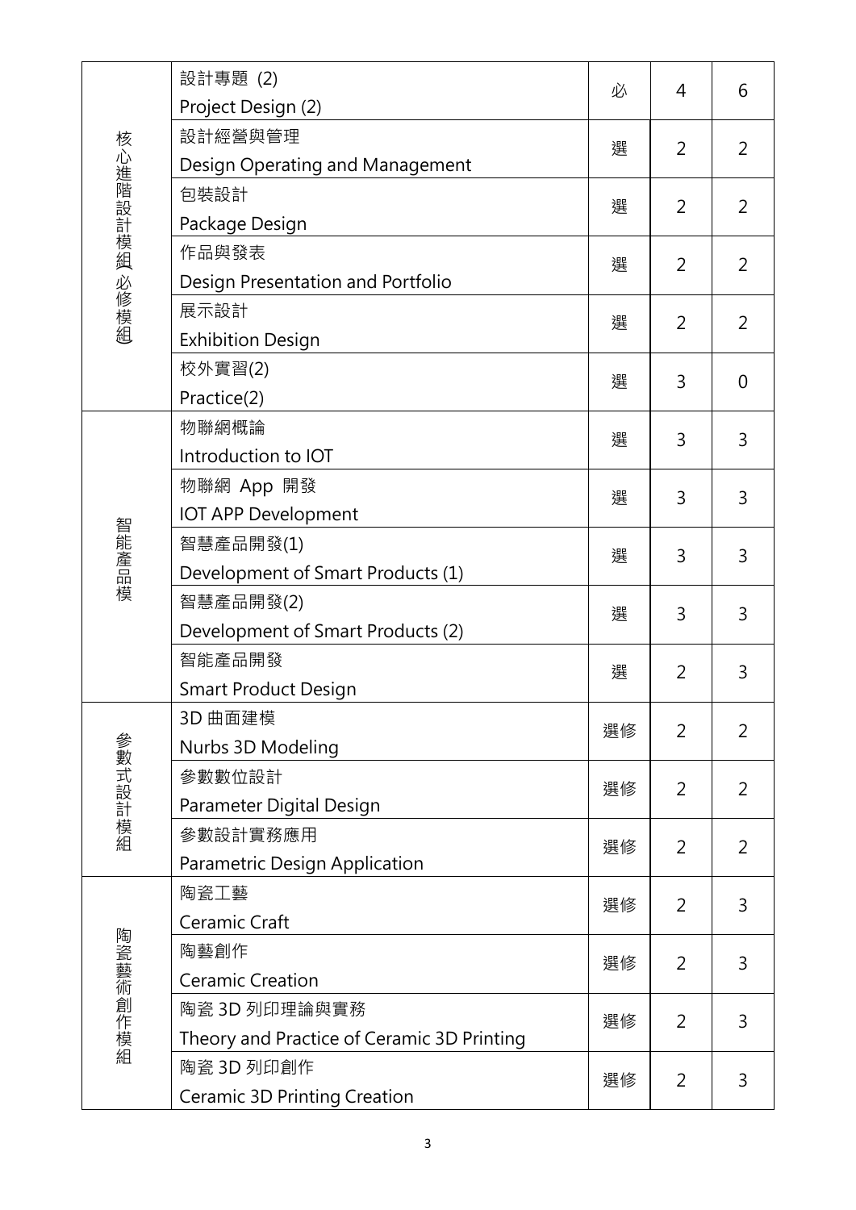| | | | | |
|---|---|---|---|---|
| 核心進階設計模組 必修模組 | 設計專題 (2)<br>Project Design (2) | 必 | 4 | 6 |
| | 設計經營與管理<br>Design Operating and Management | 選 | 2 | 2 |
| | 包裝設計<br>Package Design | 選 | 2 | 2 |
| | 作品與發表<br>Design Presentation and Portfolio | 選 | 2 | 2 |
| | 展示設計<br>Exhibition Design | 選 | 2 | 2 |
| | 校外實習(2)<br>Practice(2) | 選 | 3 | 0 |
| 智能產品模 | 物聯網概論<br>Introduction to IOT | 選 | 3 | 3 |
| | 物聯網 App 開發<br>IOT APP Development | 選 | 3 | 3 |
| | 智慧產品開發(1)<br>Development of Smart Products (1) | 選 | 3 | 3 |
| | 智慧產品開發(2)<br>Development of Smart Products (2) | 選 | 3 | 3 |
| | 智能產品開發<br>Smart Product Design | 選 | 2 | 3 |
| 參數式設計模組 | 3D 曲面建模<br>Nurbs 3D Modeling | 選修 | 2 | 2 |
| | 參數數位設計<br>Parameter Digital Design | 選修 | 2 | 2 |
| | 參數設計實務應用<br>Parametric Design Application | 選修 | 2 | 2 |
| 陶瓷藝術創作模組 | 陶瓷工藝<br>Ceramic Craft | 選修 | 2 | 3 |
| | 陶藝創作<br>Ceramic Creation | 選修 | 2 | 3 |
| | 陶瓷 3D 列印理論與實務<br>Theory and Practice of Ceramic 3D Printing | 選修 | 2 | 3 |
| | 陶瓷 3D 列印創作<br>Ceramic 3D Printing Creation | 選修 | 2 | 3 |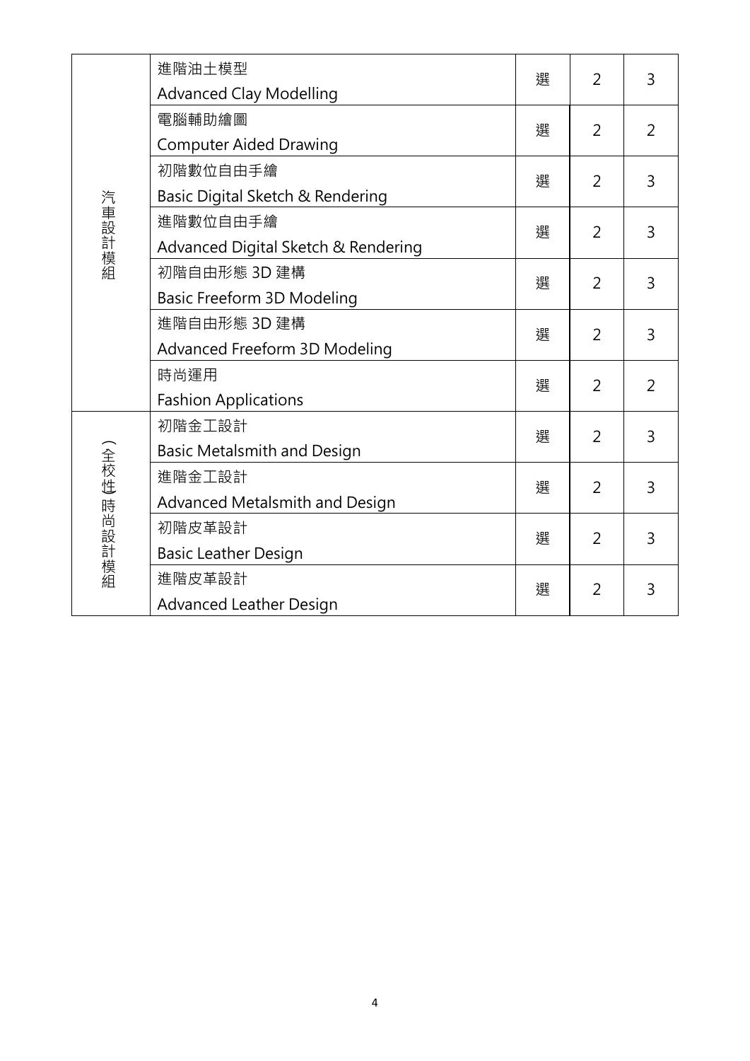| | | | | |
|---|---|---|---|---|
| 汽車設計模組 | 進階油土模型<br>Advanced Clay Modelling | 選 | 2 | 3 |
| | 電腦輔助繪圖<br>Computer Aided Drawing | 選 | 2 | 2 |
| | 初階數位自由手繪<br>Basic Digital Sketch & Rendering | 選 | 2 | 3 |
| | 進階數位自由手繪<br>Advanced Digital Sketch & Rendering | 選 | 2 | 3 |
| | 初階自由形態 3D 建構<br>Basic Freeform 3D Modeling | 選 | 2 | 3 |
| | 進階自由形態 3D 建構<br>Advanced Freeform 3D Modeling | 選 | 2 | 3 |
| | 時尚運用<br>Fashion Applications | 選 | 2 | 2 |
| (全校性)時尚設計模組 | 初階金工設計<br>Basic Metalsmith and Design | 選 | 2 | 3 |
| | 進階金工設計<br>Advanced Metalsmith and Design | 選 | 2 | 3 |
| | 初階皮革設計<br>Basic Leather Design | 選 | 2 | 3 |
| | 進階皮革設計<br>Advanced Leather Design | 選 | 2 | 3 |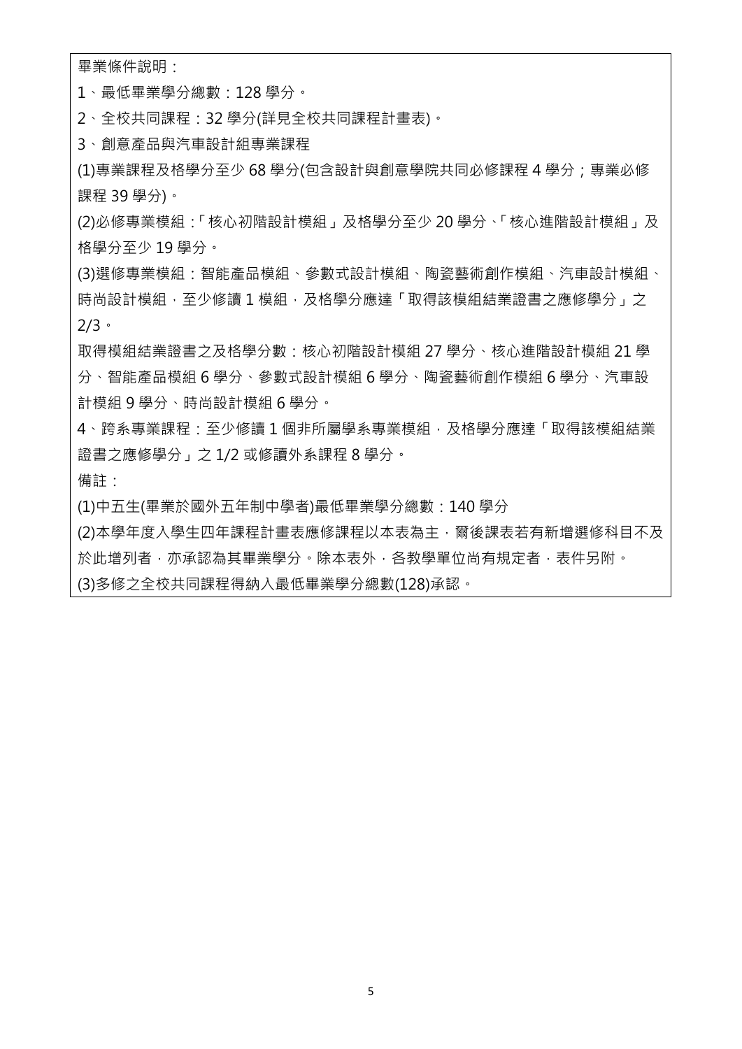畢業條件說明：

1、最低畢業學分總數：128 學分。

2、全校共同課程：32 學分(詳見全校共同課程計畫表)。

3、創意產品與汽車設計組專業課程

(1)專業課程及格學分至少 68 學分(包含設計與創意學院共同必修課程 4 學分；專業必修課程 39 學分)。

(2)必修專業模組：「核心初階設計模組」及格學分至少 20 學分、「核心進階設計模組」及格學分至少 19 學分。

(3)選修專業模組：智能產品模組、參數式設計模組、陶瓷藝術創作模組、汽車設計模組、時尚設計模組，至少修讀 1 模組，及格學分應達「取得該模組結業證書之應修學分」之 2/3。

取得模組結業證書之及格學分數：核心初階設計模組 27 學分、核心進階設計模組 21 學分、智能產品模組 6 學分、參數式設計模組 6 學分、陶瓷藝術創作模組 6 學分、汽車設計模組 9 學分、時尚設計模組 6 學分。

4、跨系專業課程：至少修讀 1 個非所屬學系專業模組，及格學分應達「取得該模組結業證書之應修學分」之 1/2 或修讀外系課程 8 學分。

備註：

(1)中五生(畢業於國外五年制中學者)最低畢業學分總數：140 學分

(2)本學年度入學生四年課程計畫表應修課程以本表為主，爾後課表若有新增選修科目不及於此增列者，亦承認為其畢業學分。除本表外，各教學單位尚有規定者，表件另附。

(3)多修之全校共同課程得納入最低畢業學分總數(128)承認。